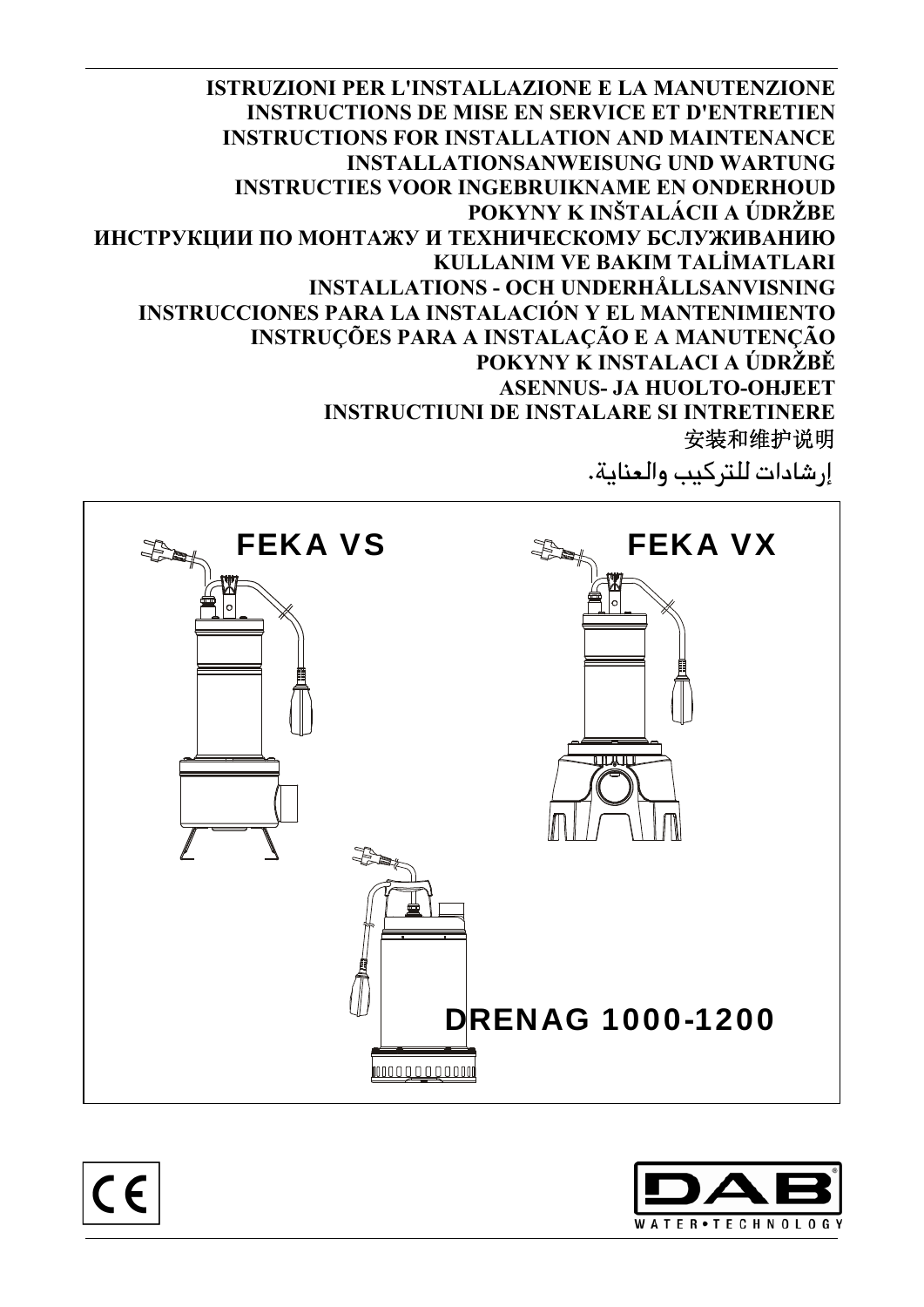**ISTRUZIONI PER L'INSTALLAZIONE E LA MANUTENZIONE**
**INSTRUCTIONS DE MISE EN SERVICE ET D'ENTRETIEN**
**INSTRUCTIONS FOR INSTALLATION AND MAINTENANCE**
**INSTALLATIONSANWEISUNG UND WARTUNG**
**INSTRUCTIES VOOR INGEBRUIKNAME EN ONDERHOUD**
**POKYNY K INŠTALÁCII A ÚDRŽBE**
**ИНСТРУКЦИИ ПО МОНТАЖУ И ТЕХНИЧЕСКОМУ БСЛУЖИВАНИЮ**
**KULLANIM VE BAKIM TALİMATLARI**
**INSTALLATIONS - OCH UNDERHÅLLSANVISNING**
**INSTRUCCIONES PARA LA INSTALACIÓN Y EL MANTENIMIENTO**
**INSTRUÇÕES PARA A INSTALAÇÃO E A MANUTENÇÃO**
**POKYNY K INSTALACI A ÚDRŽBĚ**
**ASENNUS- JA HUOLTO-OHJEET**
**INSTRUCTIUNI DE INSTALARE SI INTRETINERE**
安装和维护说明
إرشادات للتركيب والعناية.

FEKA VS

FEKA VX

DRENAG 1000-1200

CE

DAB WATER•TECHNOLOGY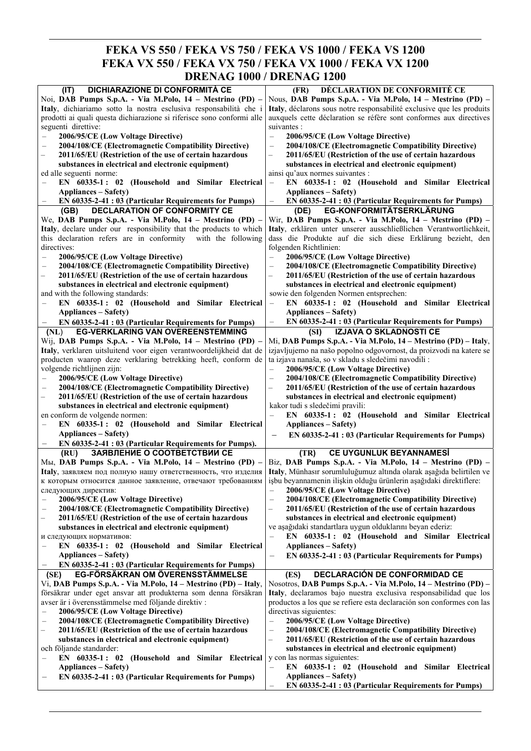# FEKA VS 550 / FEKA VS 750 / FEKA VS 1000 / FEKA VS 1200
# FEKA VX 550 / FEKA VX 750 / FEKA VX 1000 / FEKA VX 1200
# DRENAG 1000 / DRENAG 1200

## (IT) DICHIARAZIONE DI CONFORMITÀ CE

Noi, **DAB Pumps S.p.A. - Via M.Polo, 14 – Mestrino (PD) – Italy**, dichiariamo sotto la nostra esclusiva responsabilità che i prodotti ai quali questa dichiarazione si riferisce sono conformi alle seguenti direttive:

- **2006/95/CE (Low Voltage Directive)**
- **2004/108/CE (Electromagnetic Compatibility Directive)**
- **2011/65/EU (Restriction of the use of certain hazardous substances in electrical and electronic equipment)**

ed alle seguenti norme:

- **EN 60335-1 : 02 (Household and Similar Electrical Appliances – Safety)**
- **EN 60335-2-41 : 03 (Particular Requirements for Pumps)**

## (FR) DÉCLARATION DE CONFORMITÉ CE

Nous, **DAB Pumps S.p.A. - Via M.Polo, 14 – Mestrino (PD) – Italy**, déclarons sous notre responsabilité exclusive que les produits auxquels cette déclaration se réfère sont conformes aux directives suivantes :

- **2006/95/CE (Low Voltage Directive)**
- **2004/108/CE (Electromagnetic Compatibility Directive)**
- **2011/65/EU (Restriction of the use of certain hazardous substances in electrical and electronic equipment)**

ainsi qu'aux normes suivantes :

- **EN 60335-1 : 02 (Household and Similar Electrical Appliances – Safety)**
- **EN 60335-2-41 : 03 (Particular Requirements for Pumps)**

## (GB) DECLARATION OF CONFORMITY CE

We, **DAB Pumps S.p.A. - Via M.Polo, 14 – Mestrino (PD) – Italy**, declare under our responsibility that the products to which this declaration refers are in conformity with the following directives:

- **2006/95/CE (Low Voltage Directive)**
- **2004/108/CE (Electromagnetic Compatibility Directive)**
- **2011/65/EU (Restriction of the use of certain hazardous substances in electrical and electronic equipment)**

and with the following standards:

- **EN 60335-1 : 02 (Household and Similar Electrical Appliances – Safety)**
- **EN 60335-2-41 : 03 (Particular Requirements for Pumps)**

## (DE) EG-KONFORMITÄTSERKLÄRUNG

Wir, **DAB Pumps S.p.A. - Via M.Polo, 14 – Mestrino (PD) – Italy**, erklären unter unserer ausschließlichen Verantwortlichkeit, dass die Produkte auf die sich diese Erklärung bezieht, den folgenden Richtlinien:

- **2006/95/CE (Low Voltage Directive)**
- **2004/108/CE (Electromagnetic Compatibility Directive)**
- **2011/65/EU (Restriction of the use of certain hazardous substances in electrical and electronic equipment)**

sowie den folgenden Normen entsprechen:

- **EN 60335-1 : 02 (Household and Similar Electrical Appliances – Safety)**
- **EN 60335-2-41 : 03 (Particular Requirements for Pumps)**

## (NL) EG-VERKLARING VAN OVEREENSTEMMING

Wij, **DAB Pumps S.p.A. - Via M.Polo, 14 – Mestrino (PD) – Italy**, verklaren uitsluitend voor eigen verantwoordelijkheid dat de producten waarop deze verklaring betrekking heeft, conform de volgende richtlijnen zijn:

- **2006/95/CE (Low Voltage Directive)**
- **2004/108/CE (Electromagnetic Compatibility Directive)**
- **2011/65/EU (Restriction of the use of certain hazardous substances in electrical and electronic equipment)**

en conform de volgende normen:

- **EN 60335-1 : 02 (Household and Similar Electrical Appliances – Safety)**
- **EN 60335-2-41 : 03 (Particular Requirements for Pumps).**

## (SI) IZJAVA O SKLADNOSTI CE

Mi, **DAB Pumps S.p.A. - Via M.Polo, 14 – Mestrino (PD) – Italy**, izjavljujemo na našo popolno odgovornost, da proizvodi na katere se ta izjava nanaša, so v skladu s sledečimi navodili :

- **2006/95/CE (Low Voltage Directive)**
- **2004/108/CE (Electromagnetic Compatibility Directive)**
- **2011/65/EU (Restriction of the use of certain hazardous substances in electrical and electronic equipment)**

kakor tudi s sledečimi pravili:

- **EN 60335-1 : 02 (Household and Similar Electrical Appliances – Safety)**
- **EN 60335-2-41 : 03 (Particular Requirements for Pumps)**

## (RU) ЗАЯВЛЕНИЕ О СООТВЕТСТВИИ CE

Мы, **DAB Pumps S.p.A. - Via M.Polo, 14 – Mestrino (PD) – Italy**, заявляем под полную нашу ответственность, что изделия к которым относится данное заявление, отвечают требованиям следующих директив:

- **2006/95/CE (Low Voltage Directive)**
- **2004/108/CE (Electromagnetic Compatibility Directive)**
- **2011/65/EU (Restriction of the use of certain hazardous substances in electrical and electronic equipment)**

и следующих нормативов:

- **EN 60335-1 : 02 (Household and Similar Electrical Appliances – Safety)**
- **EN 60335-2-41 : 03 (Particular Requirements for Pumps)**

## (TR) CE UYGUNLUK BEYANNAMESİ

Biz, **DAB Pumps S.p.A. - Via M.Polo, 14 – Mestrino (PD) – Italy**, Münhasır sorumluluğumuz altında olarak aşağıda belirtilen ve işbu beyannamenin ilişkin olduğu ürünlerin aşağıdaki direktiflere:

- **2006/95/CE (Low Voltage Directive)**
- **2004/108/CE (Electromagnetic Compatibility Directive)**
- **2011/65/EU (Restriction of the use of certain hazardous substances in electrical and electronic equipment)**

ve aşağıdaki standartlara uygun olduklarını beyan ederiz:

- **EN 60335-1 : 02 (Household and Similar Electrical Appliances – Safety)**
- **EN 60335-2-41 : 03 (Particular Requirements for Pumps)**

## (SE) EG-FÖRSÄKRAN OM ÖVERENSSTÄMMELSE

Vi, **DAB Pumps S.p.A. - Via M.Polo, 14 – Mestrino (PD) – Italy**, försäkrar under eget ansvar att produkterna som denna försäkran avser är i överensstämmelse med följande direktiv :

- **2006/95/CE (Low Voltage Directive)**
- **2004/108/CE (Electromagnetic Compatibility Directive)**
- **2011/65/EU (Restriction of the use of certain hazardous substances in electrical and electronic equipment)**

och följande standarder:

- **EN 60335-1 : 02 (Household and Similar Electrical Appliances – Safety)**
- **EN 60335-2-41 : 03 (Particular Requirements for Pumps)**

## (ES) DECLARACIÓN DE CONFORMIDAD CE

Nosotros, **DAB Pumps S.p.A. - Via M.Polo, 14 – Mestrino (PD) – Italy**, declaramos bajo nuestra exclusiva responsabilidad que los productos a los que se refiere esta declaración son conformes con las directivas siguientes:

- **2006/95/CE (Low Voltage Directive)**
- **2004/108/CE (Electromagnetic Compatibility Directive)**
- **2011/65/EU (Restriction of the use of certain hazardous substances in electrical and electronic equipment)**

y con las normas siguientes:

- **EN 60335-1 : 02 (Household and Similar Electrical Appliances – Safety)**
- **EN 60335-2-41 : 03 (Particular Requirements for Pumps)**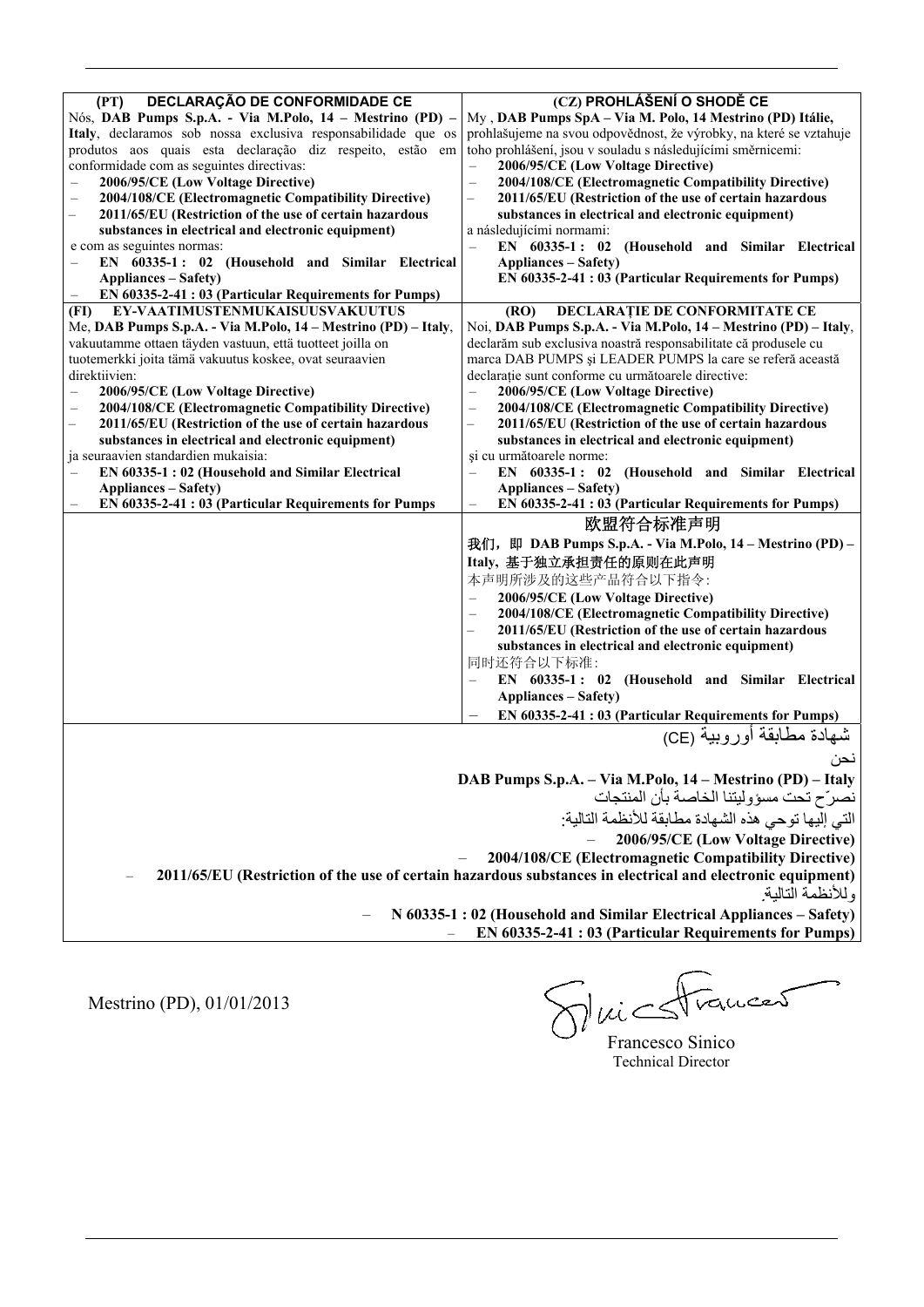## (PT) DECLARAÇÃO DE CONFORMIDADE CE

Nós, **DAB Pumps S.p.A. - Via M.Polo, 14 – Mestrino (PD) – Italy**, declaramos sob nossa exclusiva responsabilidade que os produtos aos quais esta declaração diz respeito, estão em conformidade com as seguintes directivas:

- **2006/95/CE (Low Voltage Directive)**
- **2004/108/CE (Electromagnetic Compatibility Directive)**
- **2011/65/EU (Restriction of the use of certain hazardous substances in electrical and electronic equipment)**

e com as seguintes normas:

- **EN 60335-1 : 02 (Household and Similar Electrical Appliances – Safety)**
- **EN 60335-2-41 : 03 (Particular Requirements for Pumps)**

## (CZ) PROHLÁŠENÍ O SHODĚ CE

My , **DAB Pumps SpA – Via M. Polo, 14 Mestrino (PD) Itálie,** prohlašujeme na svou odpovědnost, že výrobky, na které se vztahuje toho prohlášení, jsou v souladu s následujícími směrnicemi:

- **2006/95/CE (Low Voltage Directive)**
- **2004/108/CE (Electromagnetic Compatibility Directive)**
- **2011/65/EU (Restriction of the use of certain hazardous substances in electrical and electronic equipment)**

a následujícími normami:

- **EN 60335-1 : 02 (Household and Similar Electrical Appliances – Safety)**
  **EN 60335-2-41 : 03 (Particular Requirements for Pumps)**

## (FI) EY-VAATIMUSTENMUKAISUUSVAKUUTUS

Me, **DAB Pumps S.p.A. - Via M.Polo, 14 – Mestrino (PD) – Italy**, vakuutamme ottaen täyden vastuun, että tuotteet joilla on tuotemerkki joita tämä vakuutus koskee, ovat seuraavien direktiivien:

- **2006/95/CE (Low Voltage Directive)**
- **2004/108/CE (Electromagnetic Compatibility Directive)**
- **2011/65/EU (Restriction of the use of certain hazardous substances in electrical and electronic equipment)**

ja seuraavien standardien mukaisia:

- **EN 60335-1 : 02 (Household and Similar Electrical Appliances – Safety)**
- **EN 60335-2-41 : 03 (Particular Requirements for Pumps**

## (RO) DECLARAȚIE DE CONFORMITATE CE

Noi, **DAB Pumps S.p.A. - Via M.Polo, 14 – Mestrino (PD) – Italy**, declarăm sub exclusiva noastră responsabilitate că produsele cu marca DAB PUMPS şi LEADER PUMPS la care se referă această declarație sunt conforme cu următoarele directive:

- **2006/95/CE (Low Voltage Directive)**
- **2004/108/CE (Electromagnetic Compatibility Directive)**
- **2011/65/EU (Restriction of the use of certain hazardous substances in electrical and electronic equipment)**

şi cu următoarele norme:

- **EN 60335-1 : 02 (Household and Similar Electrical Appliances – Safety)**
- **EN 60335-2-41 : 03 (Particular Requirements for Pumps)**

## 欧盟符合标准声明

**我们，即 DAB Pumps S.p.A. - Via M.Polo, 14 – Mestrino (PD) – Italy，基于独立承担责任的原则在此声明**
本声明所涉及的这些产品符合以下指令：

- **2006/95/CE (Low Voltage Directive)**
- **2004/108/CE (Electromagnetic Compatibility Directive)**
- **2011/65/EU (Restriction of the use of certain hazardous substances in electrical and electronic equipment)**

同时还符合以下标准：

- **EN 60335-1 : 02 (Household and Similar Electrical Appliances – Safety)**
- **EN 60335-2-41 : 03 (Particular Requirements for Pumps)**

## شهادة مطابقة أوروبية (CE)

نحن
**DAB Pumps S.p.A. – Via M.Polo, 14 – Mestrino (PD) – Italy**
نصرّح تحت مسؤوليتنا الخاصة بأن المنتجات
التي إليها توحي هذه الشهادة مطابقة للأنظمة التالية:

- **2006/95/CE (Low Voltage Directive)**
- **2004/108/CE (Electromagnetic Compatibility Directive)**
- **2011/65/EU (Restriction of the use of certain hazardous substances in electrical and electronic equipment)**

وللأنظمة التالية:

- **N 60335-1 : 02 (Household and Similar Electrical Appliances – Safety)**
- **EN 60335-2-41 : 03 (Particular Requirements for Pumps)**

Mestrino (PD), 01/01/2013

Francesco Sinico
Technical Director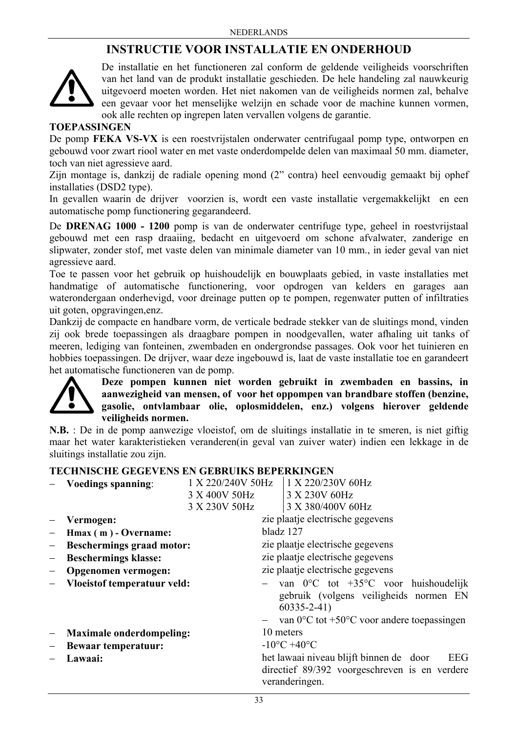# INSTRUCTIE VOOR INSTALLATIE EN ONDERHOUD

De installatie en het functioneren zal conform de geldende veiligheids voorschriften van het land van de produkt installatie geschieden. De hele handeling zal nauwkeurig uitgevoerd moeten worden. Het niet nakomen van de veiligheids normen zal, behalve een gevaar voor het menselijke welzijn en schade voor de machine kunnen vormen, ook alle rechten op ingrepen laten vervallen volgens de garantie.

**TOEPASSINGEN**

De pomp **FEKA VS-VX** is een roestvrijstalen onderwater centrifugaal pomp type, ontworpen en gebouwd voor zwart riool water en met vaste onderdompelde delen van maximaal 50 mm. diameter, toch van niet agressieve aard.

Zijn montage is, dankzij de radiale opening mond (2" contra) heel eenvoudig gemaakt bij ophef installaties (DSD2 type).

In gevallen waarin de drijver voorzien is, wordt een vaste installatie vergemakkelijkt en een automatische pomp functionering gegarandeerd.

De **DRENAG 1000 - 1200** pomp is van de onderwater centrifuge type, geheel in roestvrijstaal gebouwd met een rasp draaiing, bedacht en uitgevoerd om schone afvalwater, zanderige en slipwater, zonder stof, met vaste delen van minimale diameter van 10 mm., in ieder geval van niet agressieve aard.

Toe te passen voor het gebruik op huishoudelijk en bouwplaats gebied, in vaste installaties met handmatige of automatische functionering, voor opdrogen van kelders en garages aan waterondergaan onderhevigd, voor dreinage putten op te pompen, regenwater putten of infiltraties uit goten, opgravingen,enz.

Dankzij de compacte en handbare vorm, de verticale bedrade stekker van de sluitings mond, vinden zij ook brede toepassingen als draagbare pompen in noodgevallen, water afhaling uit tanks of meeren, lediging van fonteinen, zwembaden en ondergrondse passages. Ook voor het tuinieren en hobbies toepassingen. De drijver, waar deze ingebouwd is, laat de vaste installatie toe en garandeert het automatische functioneren van de pomp.

**Deze pompen kunnen niet worden gebruikt in zwembaden en bassins, in aanwezigheid van mensen, of voor het oppompen van brandbare stoffen (benzine, gasolie, ontvlambaar olie, oplosmiddelen, enz.) volgens hierover geldende veiligheids normen.**

**N.B.** : De in de pomp aanwezige vloeistof, om de sluitings installatie in te smeren, is niet giftig maar het water karakteristieken veranderen(in geval van zuiver water) indien een lekkage in de sluitings installatie zou zijn.

**TECHNISCHE GEGEVENS EN GEBRUIKS BEPERKINGEN**

- **Voedings spanning**: 1 X 220/240V 50Hz | 1 X 220/230V 60Hz; 3 X 400V 50Hz | 3 X 230V 60Hz; 3 X 230V 50Hz | 3 X 380/400V 60Hz
- **Vermogen:** zie plaatje electrische gegevens
- **Hmax ( m ) - Overname:** bladz 127
- **Beschermings graad motor:** zie plaatje electrische gegevens
- **Beschermings klasse:** zie plaatje electrische gegevens
- **Opgenomen vermogen:** zie plaatje electrische gegevens
- **Vloeistof temperatuur veld:**
  - van 0°C tot +35°C voor huishoudelijk gebruik (volgens veiligheids normen EN 60335-2-41)
  - van 0°C tot +50°C voor andere toepassingen
- **Maximale onderdompeling:** 10 meters
- **Bewaar temperatuur:** -10°C +40°C
- **Lawaai:** het lawaai niveau blijft binnen de door EEG directief 89/392 voorgeschreven is en verdere veranderingen.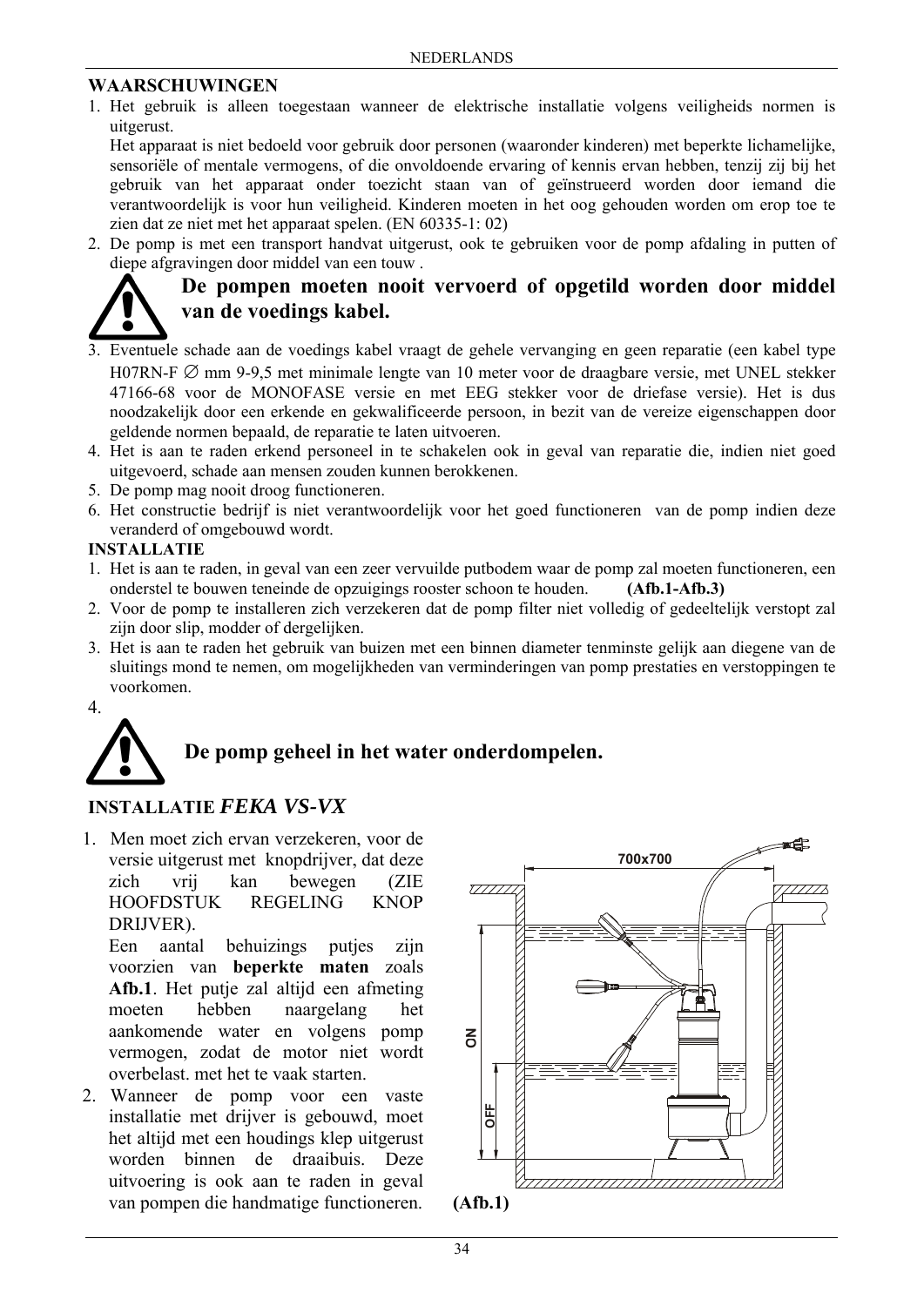## WAARSCHUWINGEN

1. Het gebruik is alleen toegestaan wanneer de elektrische installatie volgens veiligheids normen is uitgerust.
   Het apparaat is niet bedoeld voor gebruik door personen (waaronder kinderen) met beperkte lichamelijke, sensoriële of mentale vermogens, of die onvoldoende ervaring of kennis ervan hebben, tenzij zij bij het gebruik van het apparaat onder toezicht staan van of geïnstrueerd worden door iemand die verantwoordelijk is voor hun veiligheid. Kinderen moeten in het oog gehouden worden om erop toe te zien dat ze niet met het apparaat spelen. (EN 60335-1: 02)
2. De pomp is met een transport handvat uitgerust, ook te gebruiken voor de pomp afdaling in putten of diepe afgravingen door middel van een touw .

   **De pompen moeten nooit vervoerd of opgetild worden door middel van de voedings kabel.**

3. Eventuele schade aan de voedings kabel vraagt de gehele vervanging en geen reparatie (een kabel type H07RN-F ∅ mm 9-9,5 met minimale lengte van 10 meter voor de draagbare versie, met UNEL stekker 47166-68 voor de MONOFASE versie en met EEG stekker voor de driefase versie). Het is dus noodzakelijk door een erkende en gekwalificeerde persoon, in bezit van de vereize eigenschappen door geldende normen bepaald, de reparatie te laten uitvoeren.
4. Het is aan te raden erkend personeel in te schakelen ook in geval van reparatie die, indien niet goed uitgevoerd, schade aan mensen zouden kunnen berokkenen.
5. De pomp mag nooit droog functioneren.
6. Het constructie bedrijf is niet verantwoordelijk voor het goed functioneren van de pomp indien deze veranderd of omgebouwd wordt.

## INSTALLATIE

1. Het is aan te raden, in geval van een zeer vervuilde putbodem waar de pomp zal moeten functioneren, een onderstel te bouwen teneinde de opzuigings rooster schoon te houden. **(Afb.1-Afb.3)**
2. Voor de pomp te installeren zich verzekeren dat de pomp filter niet volledig of gedeeltelijk verstopt zal zijn door slip, modder of dergelijken.
3. Het is aan te raden het gebruik van buizen met een binnen diameter tenminste gelijk aan diegene van de sluitings mond te nemen, om mogelijkheden van verminderingen van pomp prestaties en verstoppingen te voorkomen.
4. **De pomp geheel in het water onderdompelen.**

## INSTALLATIE *FEKA VS-VX*

1. Men moet zich ervan verzekeren, voor de versie uitgerust met knopdrijver, dat deze zich vrij kan bewegen (ZIE HOOFDSTUK REGELING KNOP DRIJVER).
   Een aantal behuizings putjes zijn voorzien van **beperkte maten** zoals **Afb.1**. Het putje zal altijd een afmeting moeten hebben naargelang het aankomende water en volgens pomp vermogen, zodat de motor niet wordt overbelast. met het te vaak starten.
2. Wanneer de pomp voor een vaste installatie met drijver is gebouwd, moet het altijd met een houdings klep uitgerust worden binnen de draaibuis. Deze uitvoering is ook aan te raden in geval van pompen die handmatige functioneren.

700x700

ON

OFF

**(Afb.1)**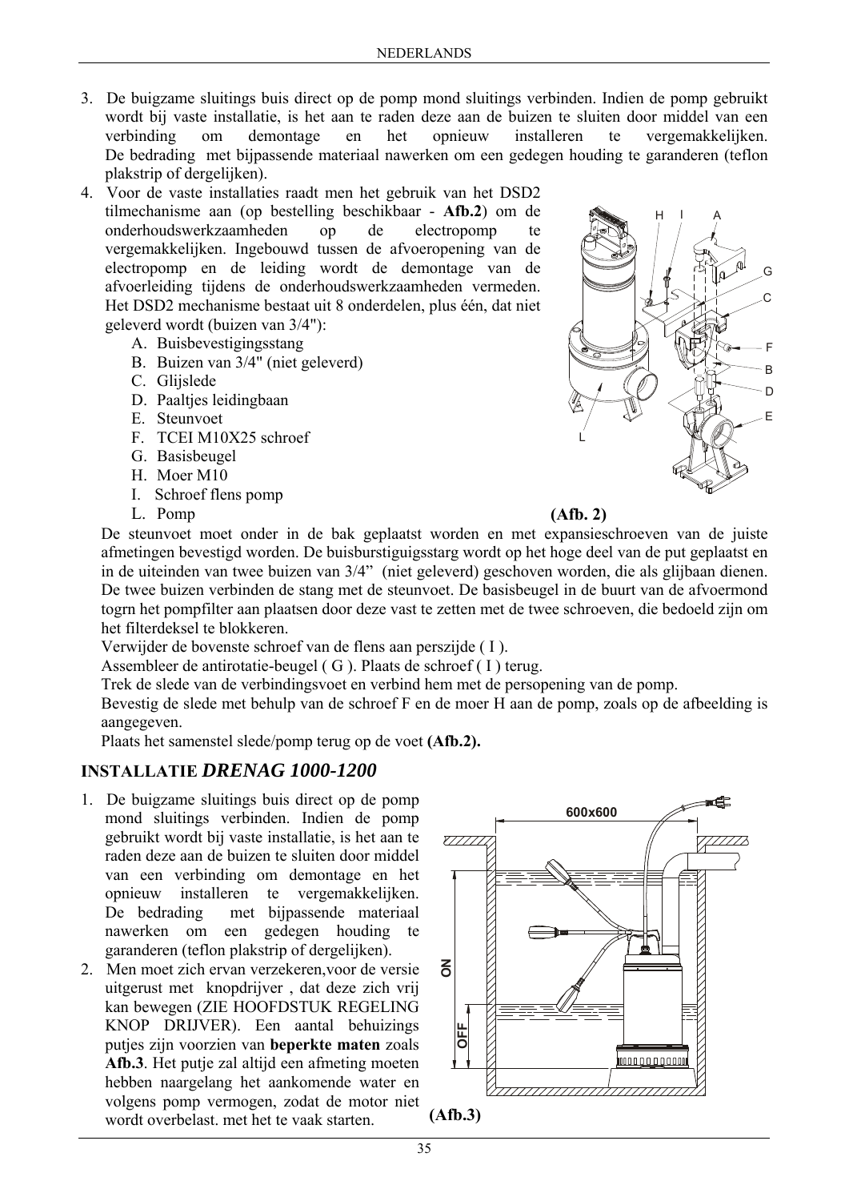3. De buigzame sluitings buis direct op de pomp mond sluitings verbinden. Indien de pomp gebruikt wordt bij vaste installatie, is het aan te raden deze aan de buizen te sluiten door middel van een verbinding om demontage en het opnieuw installeren te vergemakkelijken. De bedrading met bijpassende materiaal nawerken om een gedegen houding te garanderen (teflon plakstrip of dergelijken).
4. Voor de vaste installaties raadt men het gebruik van het DSD2 tilmechanisme aan (op bestelling beschikbaar - **Afb.2**) om de onderhoudswerkzaamheden op de electropomp te vergemakkelijken. Ingebouwd tussen de afvoeropening van de electropomp en de leiding wordt de demontage van de afvoerleiding tijdens de onderhoudswerkzaamheden vermeden. Het DSD2 mechanisme bestaat uit 8 onderdelen, plus één, dat niet geleverd wordt (buizen van 3/4"):
   - A. Buisbevestigingsstang
   - B. Buizen van 3/4" (niet geleverd)
   - C. Glijslede
   - D. Paaltjes leidingbaan
   - E. Steunvoet
   - F. TCEI M10X25 schroef
   - G. Basisbeugel
   - H. Moer M10
   - I. Schroef flens pomp
   - L. Pomp

H I A G C F B D E L

**(Afb. 2)**

De steunvoet moet onder in de bak geplaatst worden en met expansieschroeven van de juiste afmetingen bevestigd worden. De buisburstiguigsstarg wordt op het hoge deel van de put geplaatst en in de uiteinden van twee buizen van 3/4" (niet geleverd) geschoven worden, die als glijbaan dienen. De twee buizen verbinden de stang met de steunvoet. De basisbeugel in de buurt van de afvoermond togrn het pompfilter aan plaatsen door deze vast te zetten met de twee schroeven, die bedoeld zijn om het filterdeksel te blokkeren.

Verwijder de bovenste schroef van de flens aan perszijde ( I ).

Assembleer de antirotatie-beugel ( G ). Plaats de schroef ( I ) terug.

Trek de slede van de verbindingsvoet en verbind hem met de persopening van de pomp.

Bevestig de slede met behulp van de schroef F en de moer H aan de pomp, zoals op de afbeelding is aangegeven.

Plaats het samenstel slede/pomp terug op de voet **(Afb.2).**

## INSTALLATIE *DRENAG 1000-1200*

1. De buigzame sluitings buis direct op de pomp mond sluitings verbinden. Indien de pomp gebruikt wordt bij vaste installatie, is het aan te raden deze aan de buizen te sluiten door middel van een verbinding om demontage en het opnieuw installeren te vergemakkelijken. De bedrading met bijpassende materiaal nawerken om een gedegen houding te garanderen (teflon plakstrip of dergelijken).
2. Men moet zich ervan verzekeren,voor de versie uitgerust met knopdrijver , dat deze zich vrij kan bewegen (ZIE HOOFDSTUK REGELING KNOP DRIJVER). Een aantal behuizings putjes zijn voorzien van **beperkte maten** zoals **Afb.3**. Het putje zal altijd een afmeting moeten hebben naargelang het aankomende water en volgens pomp vermogen, zodat de motor niet wordt overbelast. met het te vaak starten.

600x600

ON

OFF

**(Afb.3)**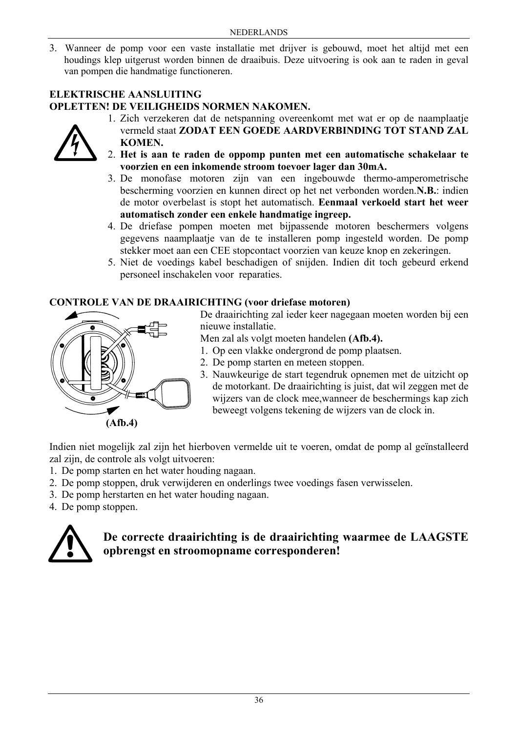3. Wanneer de pomp voor een vaste installatie met drijver is gebouwd, moet het altijd met een houdings klep uitgerust worden binnen de draaibuis. Deze uitvoering is ook aan te raden in geval van pompen die handmatige functioneren.

**ELEKTRISCHE AANSLUITING**
**OPLETTEN! DE VEILIGHEIDS NORMEN NAKOMEN.**

1. Zich verzekeren dat de netspanning overeenkomt met wat er op de naamplaatje vermeld staat **ZODAT EEN GOEDE AARDVERBINDING TOT STAND ZAL KOMEN.**
2. **Het is aan te raden de oppomp punten met een automatische schakelaar te voorzien en een inkomende stroom toevoer lager dan 30mA.**
3. De monofase motoren zijn van een ingebouwde thermo-amperometrische bescherming voorzien en kunnen direct op het net verbonden worden.**N.B.**: indien de motor overbelast is stopt het automatisch. **Eenmaal verkoeld start het weer automatisch zonder een enkele handmatige ingreep.**
4. De driefase pompen moeten met bijpassende motoren beschermers volgens gegevens naamplaatje van de te installeren pomp ingesteld worden. De pomp stekker moet aan een CEE stopcontact voorzien van keuze knop en zekeringen.
5. Niet de voedings kabel beschadigen of snijden. Indien dit toch gebeurd erkend personeel inschakelen voor reparaties.

**CONTROLE VAN DE DRAAIRICHTING (voor driefase motoren)**

De draairichting zal ieder keer nagegaan moeten worden bij een nieuwe installatie.
Men zal als volgt moeten handelen **(Afb.4).**

1. Op een vlakke ondergrond de pomp plaatsen.
2. De pomp starten en meteen stoppen.
3. Nauwkeurige de start tegendruk opnemen met de uitzicht op de motorkant. De draairichting is juist, dat wil zeggen met de wijzers van de clock mee,wanneer de beschermings kap zich beweegt volgens tekening de wijzers van de clock in.

**(Afb.4)**

Indien niet mogelijk zal zijn het hierboven vermelde uit te voeren, omdat de pomp al geïnstalleerd zal zijn, de controle als volgt uitvoeren:

1. De pomp starten en het water houding nagaan.
2. De pomp stoppen, druk verwijderen en onderlings twee voedings fasen verwisselen.
3. De pomp herstarten en het water houding nagaan.
4. De pomp stoppen.

**De correcte draairichting is de draairichting waarmee de LAAGSTE opbrengst en stroomopname corresponderen!**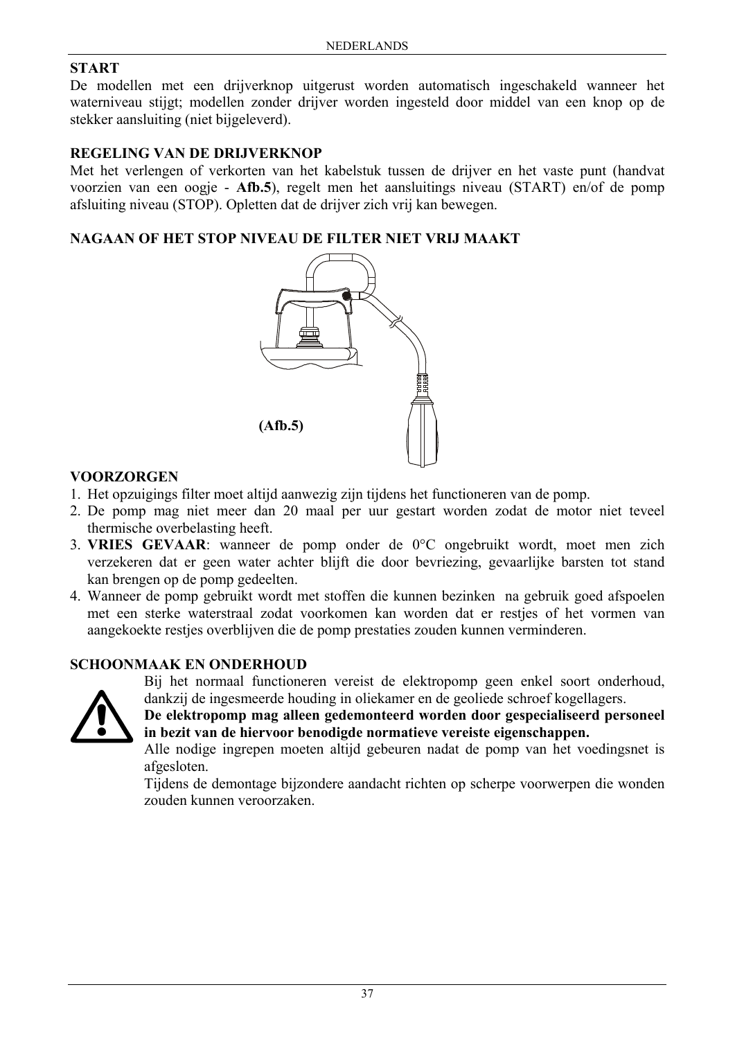**START**

De modellen met een drijverknop uitgerust worden automatisch ingeschakeld wanneer het waterniveau stijgt; modellen zonder drijver worden ingesteld door middel van een knop op de stekker aansluiting (niet bijgeleverd).

**REGELING VAN DE DRIJVERKNOP**

Met het verlengen of verkorten van het kabelstuk tussen de drijver en het vaste punt (handvat voorzien van een oogje - **Afb.5**), regelt men het aansluitings niveau (START) en/of de pomp afsluiting niveau (STOP). Opletten dat de drijver zich vrij kan bewegen.

**NAGAAN OF HET STOP NIVEAU DE FILTER NIET VRIJ MAAKT**

**(Afb.5)**

**VOORZORGEN**

1. Het opzuigings filter moet altijd aanwezig zijn tijdens het functioneren van de pomp.
2. De pomp mag niet meer dan 20 maal per uur gestart worden zodat de motor niet teveel thermische overbelasting heeft.
3. **VRIES GEVAAR**: wanneer de pomp onder de 0°C ongebruikt wordt, moet men zich verzekeren dat er geen water achter blijft die door bevriezing, gevaarlijke barsten tot stand kan brengen op de pomp gedeelten.
4. Wanneer de pomp gebruikt wordt met stoffen die kunnen bezinken na gebruik goed afspoelen met een sterke waterstraal zodat voorkomen kan worden dat er restjes of het vormen van aangekoekte restjes overblijven die de pomp prestaties zouden kunnen verminderen.

**SCHOONMAAK EN ONDERHOUD**

Bij het normaal functioneren vereist de elektropomp geen enkel soort onderhoud, dankzij de ingesmeerde houding in oliekamer en de geoliede schroef kogellagers.

**De elektropomp mag alleen gedemonteerd worden door gespecialiseerd personeel in bezit van de hiervoor benodigde normatieve vereiste eigenschappen.**

Alle nodige ingrepen moeten altijd gebeuren nadat de pomp van het voedingsnet is afgesloten.

Tijdens de demontage bijzondere aandacht richten op scherpe voorwerpen die wonden zouden kunnen veroorzaken.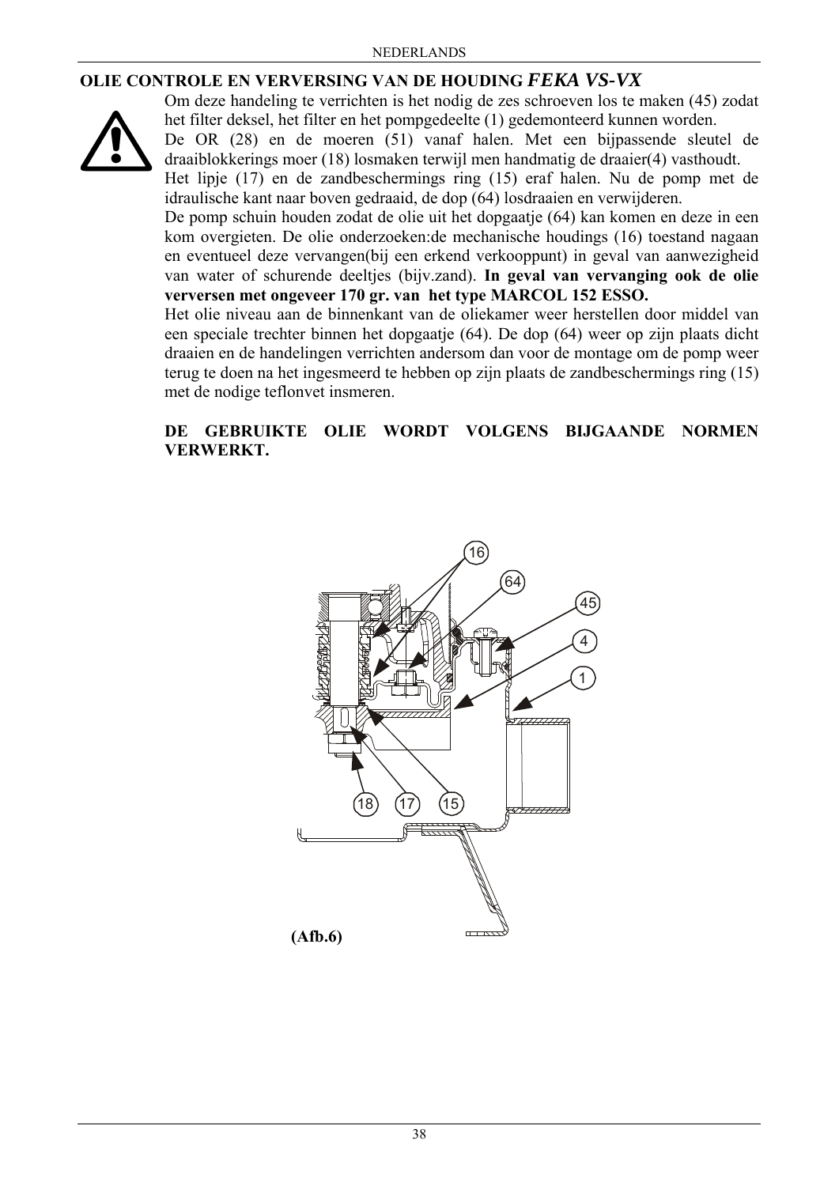## OLIE CONTROLE EN VERVERSING VAN DE HOUDING *FEKA VS-VX*

Om deze handeling te verrichten is het nodig de zes schroeven los te maken (45) zodat het filter deksel, het filter en het pompgedeelte (1) gedemonteerd kunnen worden.

De OR (28) en de moeren (51) vanaf halen. Met een bijpassende sleutel de draaiblokkerings moer (18) losmaken terwijl men handmatig de draaier(4) vasthoudt.

Het lipje (17) en de zandbeschermings ring (15) eraf halen. Nu de pomp met de idraulische kant naar boven gedraaid, de dop (64) losdraaien en verwijderen.

De pomp schuin houden zodat de olie uit het dopgaatje (64) kan komen en deze in een kom overgieten. De olie onderzoeken:de mechanische houdings (16) toestand nagaan en eventueel deze vervangen(bij een erkend verkooppunt) in geval van aanwezigheid van water of schurende deeltjes (bijv.zand). **In geval van vervanging ook de olie verversen met ongeveer 170 gr. van het type MARCOL 152 ESSO.**

Het olie niveau aan de binnenkant van de oliekamer weer herstellen door middel van een speciale trechter binnen het dopgaatje (64). De dop (64) weer op zijn plaats dicht draaien en de handelingen verrichten andersom dan voor de montage om de pomp weer terug te doen na het ingesmeerd te hebben op zijn plaats de zandbeschermings ring (15) met de nodige teflonvet insmeren.

**DE GEBRUIKTE OLIE WORDT VOLGENS BIJGAANDE NORMEN VERWERKT.**

16
64
45
4
1
18 17 15

**(Afb.6)**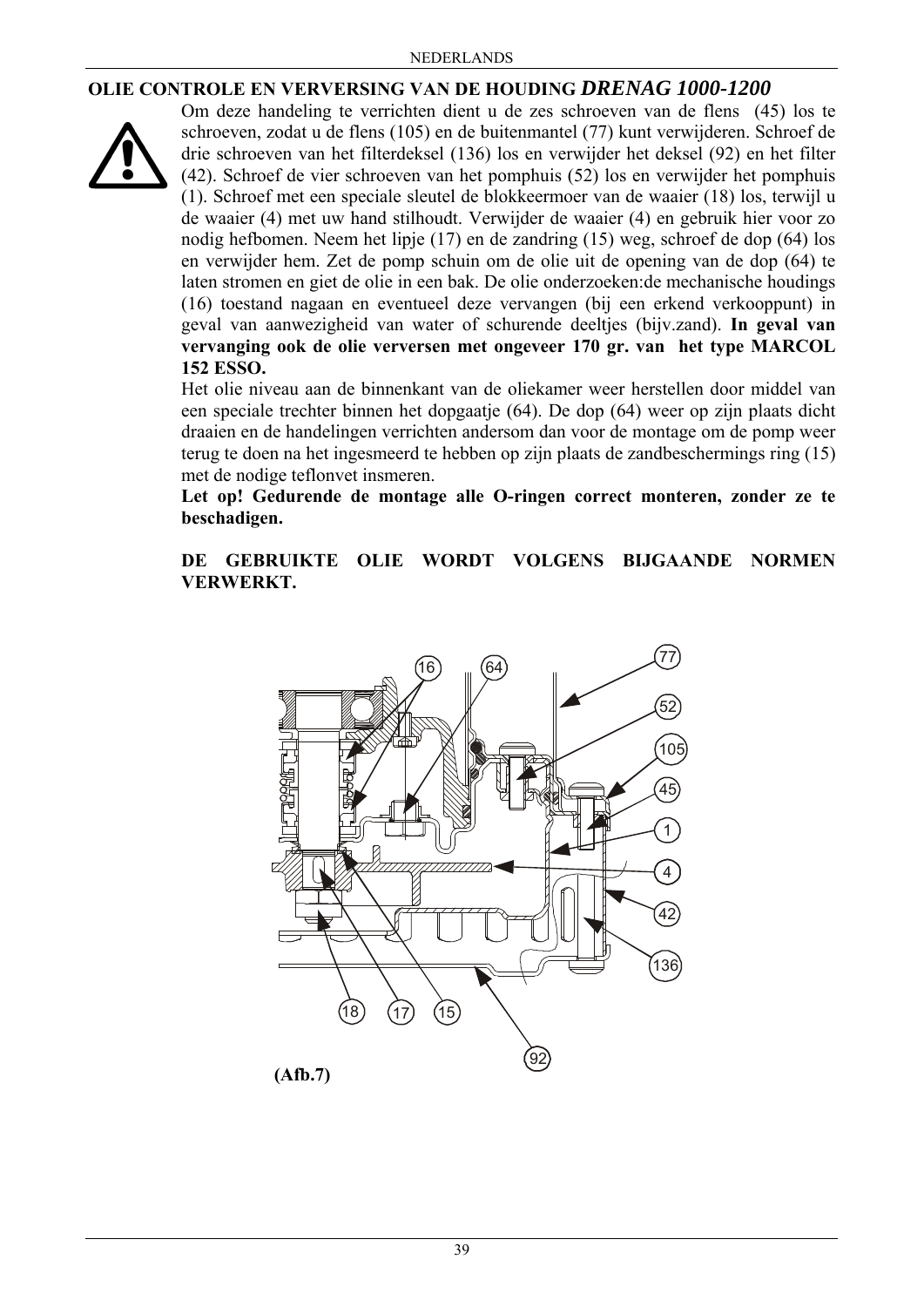## OLIE CONTROLE EN VERVERSING VAN DE HOUDING *DRENAG 1000-1200*

Om deze handeling te verrichten dient u de zes schroeven van de flens (45) los te schroeven, zodat u de flens (105) en de buitenmantel (77) kunt verwijderen. Schroef de drie schroeven van het filterdeksel (136) los en verwijder het deksel (92) en het filter (42). Schroef de vier schroeven van het pomphuis (52) los en verwijder het pomphuis (1). Schroef met een speciale sleutel de blokkeermoer van de waaier (18) los, terwijl u de waaier (4) met uw hand stilhoudt. Verwijder de waaier (4) en gebruik hier voor zo nodig hefbomen. Neem het lipje (17) en de zandring (15) weg, schroef de dop (64) los en verwijder hem. Zet de pomp schuin om de olie uit de opening van de dop (64) te laten stromen en giet de olie in een bak. De olie onderzoeken:de mechanische houdings (16) toestand nagaan en eventueel deze vervangen (bij een erkend verkooppunt) in geval van aanwezigheid van water of schurende deeltjes (bijv.zand). **In geval van vervanging ook de olie verversen met ongeveer 170 gr. van het type MARCOL 152 ESSO.**

Het olie niveau aan de binnenkant van de oliekamer weer herstellen door middel van een speciale trechter binnen het dopgaatje (64). De dop (64) weer op zijn plaats dicht draaien en de handelingen verrichten andersom dan voor de montage om de pomp weer terug te doen na het ingesmeerd te hebben op zijn plaats de zandbeschermings ring (15) met de nodige teflonvet insmeren.

**Let op! Gedurende de montage alle O-ringen correct monteren, zonder ze te beschadigen.**

**DE GEBRUIKTE OLIE WORDT VOLGENS BIJGAANDE NORMEN VERWERKT.**

16
64
77
52
105
45
1
4
42
136
18
17
15
92

**(Afb.7)**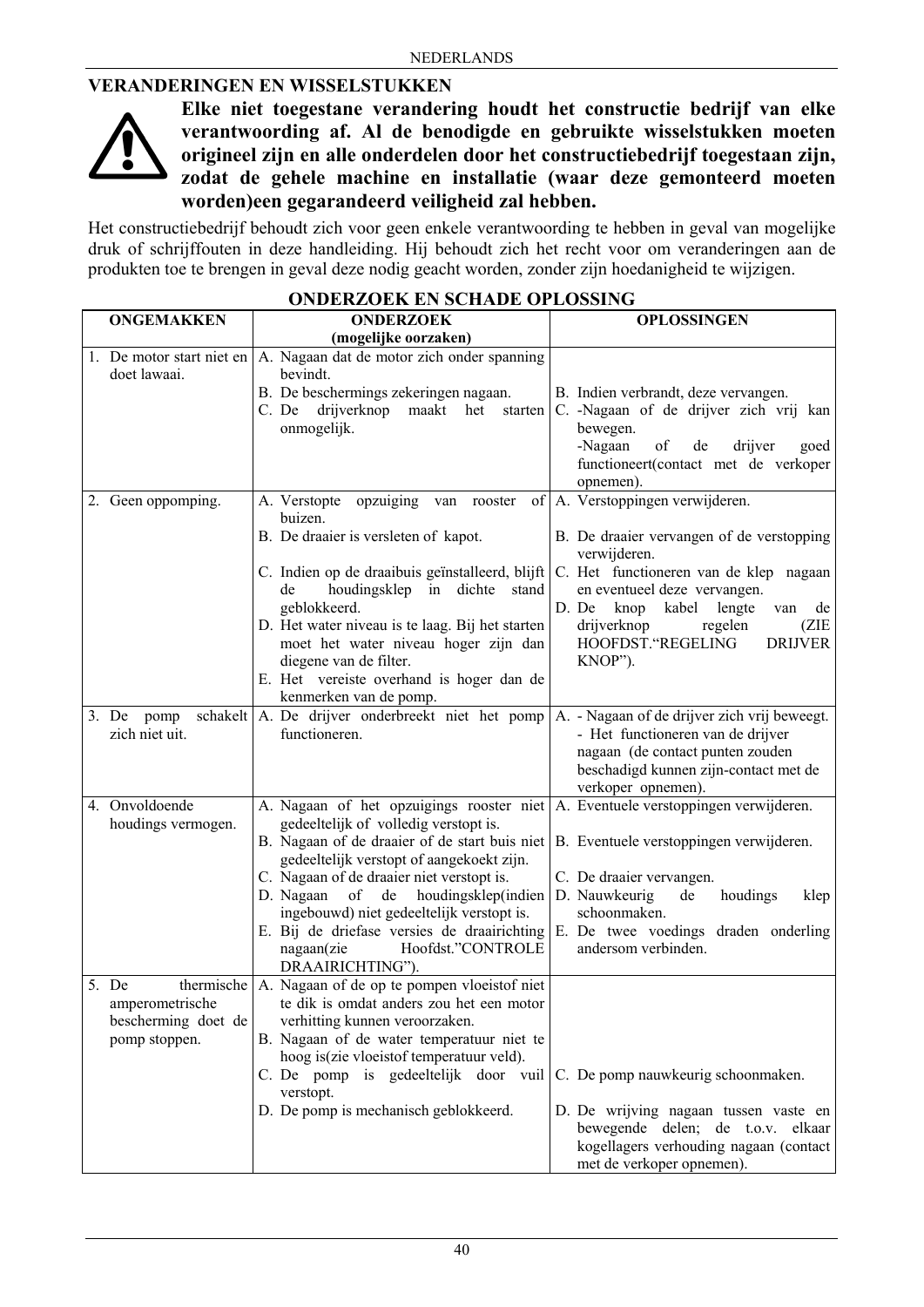## VERANDERINGEN EN WISSELSTUKKEN

**Elke niet toegestane verandering houdt het constructie bedrijf van elke verantwoording af. Al de benodigde en gebruikte wisselstukken moeten origineel zijn en alle onderdelen door het constructiebedrijf toegestaan zijn, zodat de gehele machine en installatie (waar deze gemonteerd moeten worden)een gegarandeerd veiligheid zal hebben.**

Het constructiebedrijf behoudt zich voor geen enkele verantwoording te hebben in geval van mogelijke druk of schrijffouten in deze handleiding. Hij behoudt zich het recht voor om veranderingen aan de produkten toe te brengen in geval deze nodig geacht worden, zonder zijn hoedanigheid te wijzigen.

## ONDERZOEK EN SCHADE OPLOSSING

| ONGEMAKKEN | ONDERZOEK (mogelijke oorzaken) | OPLOSSINGEN |
|---|---|---|
| 1. De motor start niet en doet lawaai. | A. Nagaan dat de motor zich onder spanning bevindt.<br>B. De beschermings zekeringen nagaan.<br>C. De drijverknop maakt het starten onmogelijk. | B. Indien verbrandt, deze vervangen.<br>C. -Nagaan of de drijver zich vrij kan bewegen.<br>-Nagaan of de drijver goed functioneert(contact met de verkoper opnemen). |
| 2. Geen oppomping. | A. Verstopte opzuiging van rooster of buizen.<br>B. De draaier is versleten of kapot.<br>C. Indien op de draaibuis geïnstalleerd, blijft de houdingsklep in dichte stand geblokkeerd.<br>D. Het water niveau is te laag. Bij het starten moet het water niveau hoger zijn dan diegene van de filter.<br>E. Het vereiste overhand is hoger dan de kenmerken van de pomp. | A. Verstoppingen verwijderen.<br>B. De draaier vervangen of de verstopping verwijderen.<br>C. Het functioneren van de klep nagaan en eventueel deze vervangen.<br>D. De knop kabel lengte van de drijverknop regelen (ZIE HOOFDST."REGELING DRIJVER KNOP"). |
| 3. De pomp schakelt zich niet uit. | A. De drijver onderbreekt niet het pomp functioneren. | A. - Nagaan of de drijver zich vrij beweegt.<br>- Het functioneren van de drijver nagaan (de contact punten zouden beschadigd kunnen zijn-contact met de verkoper opnemen). |
| 4. Onvoldoende houdings vermogen. | A. Nagaan of het opzuigings rooster niet gedeeltelijk of volledig verstopt is.<br>B. Nagaan of de draaier of de start buis niet gedeeltelijk verstopt of aangekoekt zijn.<br>C. Nagaan of de draaier niet verstopt is.<br>D. Nagaan of de houdingsklep(indien ingebouwd) niet gedeeltelijk verstopt is.<br>E. Bij de driefase versies de draairichting nagaan(zie Hoofdst."CONTROLE DRAAIRICHTING"). | A. Eventuele verstoppingen verwijderen.<br>B. Eventuele verstoppingen verwijderen.<br>C. De draaier vervangen.<br>D. Nauwkeurig de houdings klep schoonmaken.<br>E. De twee voedings draden onderling andersom verbinden. |
| 5. De thermische amperometrische bescherming doet de pomp stoppen. | A. Nagaan of de op te pompen vloeistof niet te dik is omdat anders zou het een motor verhitting kunnen veroorzaken.<br>B. Nagaan of de water temperatuur niet te hoog is(zie vloeistof temperatuur veld).<br>C. De pomp is gedeeltelijk door vuil verstopt.<br>D. De pomp is mechanisch geblokkeerd. | C. De pomp nauwkeurig schoonmaken.<br>D. De wrijving nagaan tussen vaste en bewegende delen; de t.o.v. elkaar kogellagers verhouding nagaan (contact met de verkoper opnemen). |